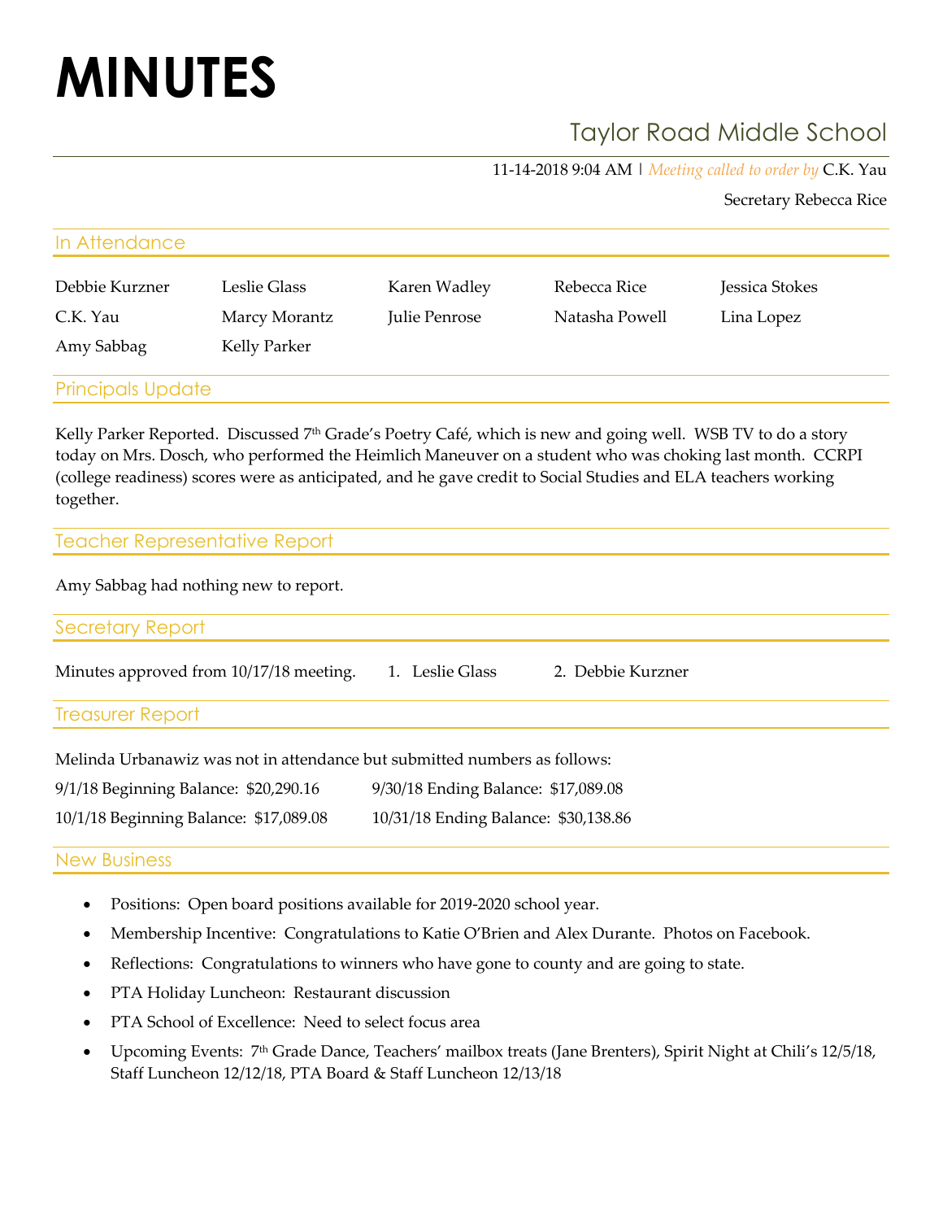# MINUTES

## Taylor Road Middle School

11-14-2018 9:04 AM | *Meeting called to order by* C.K. Yau

Secretary Rebecca Rice

### In Attendance

| | | | | |
|---|---|---|---|---|
| Debbie Kurzner | Leslie Glass | Karen Wadley | Rebecca Rice | Jessica Stokes |
| C.K. Yau | Marcy Morantz | Julie Penrose | Natasha Powell | Lina Lopez |
| Amy Sabbag | Kelly Parker | | | |

### Principals Update

Kelly Parker Reported. Discussed 7th Grade's Poetry Café, which is new and going well. WSB TV to do a story today on Mrs. Dosch, who performed the Heimlich Maneuver on a student who was choking last month. CCRPI (college readiness) scores were as anticipated, and he gave credit to Social Studies and ELA teachers working together.

### Teacher Representative Report

Amy Sabbag had nothing new to report.

### Secretary Report

Minutes approved from 10/17/18 meeting. 1. Leslie Glass 2. Debbie Kurzner

### Treasurer Report

Melinda Urbanawiz was not in attendance but submitted numbers as follows:

9/1/18 Beginning Balance: $20,290.16 | 9/30/18 Ending Balance: $17,089.08

10/1/18 Beginning Balance: $17,089.08 | 10/31/18 Ending Balance: $30,138.86

### New Business

- Positions: Open board positions available for 2019-2020 school year.
- Membership Incentive: Congratulations to Katie O'Brien and Alex Durante. Photos on Facebook.
- Reflections: Congratulations to winners who have gone to county and are going to state.
- PTA Holiday Luncheon: Restaurant discussion
- PTA School of Excellence: Need to select focus area
- Upcoming Events: 7th Grade Dance, Teachers' mailbox treats (Jane Brenters), Spirit Night at Chili's 12/5/18, Staff Luncheon 12/12/18, PTA Board & Staff Luncheon 12/13/18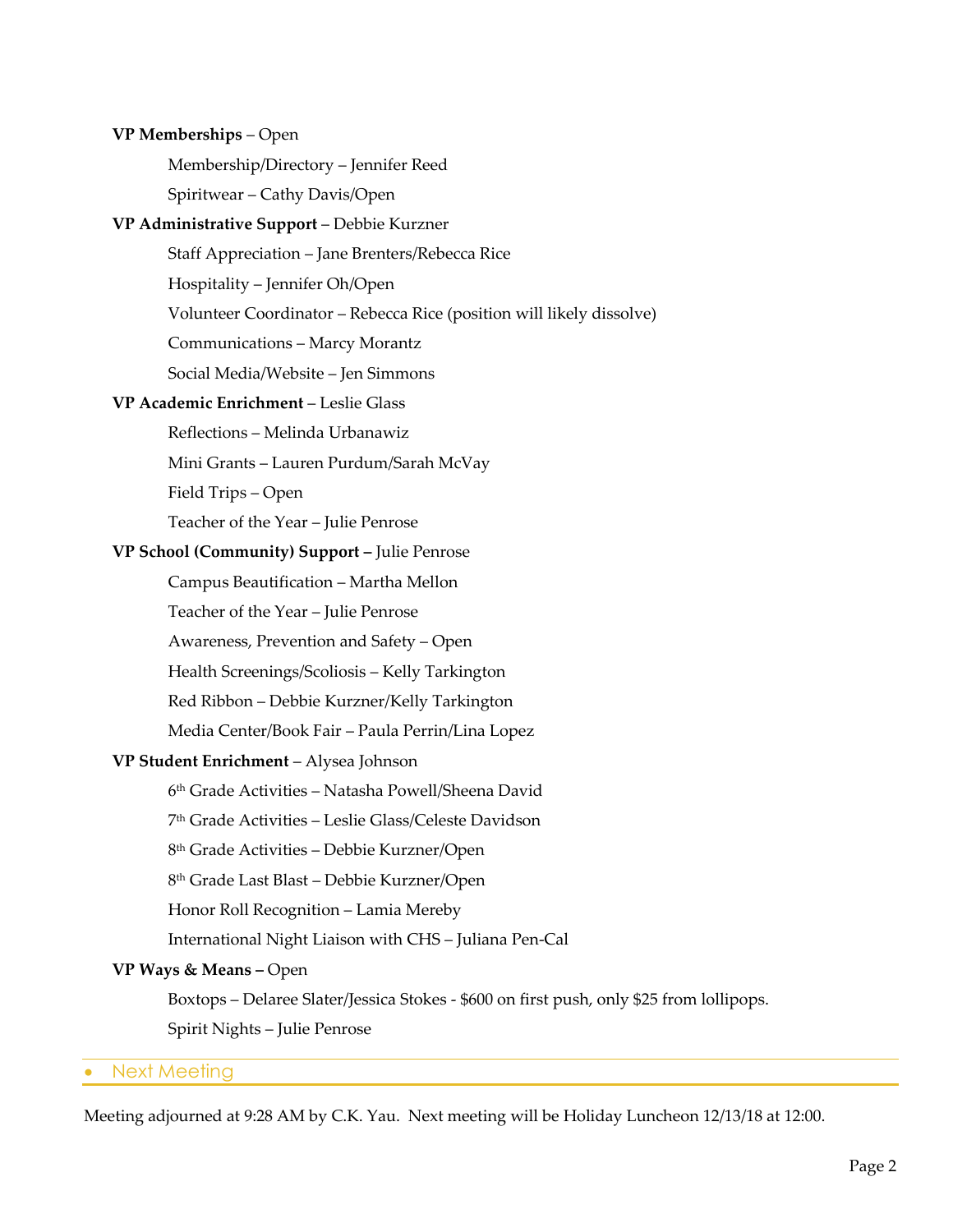**VP Memberships** – Open

- Membership/Directory – Jennifer Reed
- Spiritwear – Cathy Davis/Open

**VP Administrative Support** – Debbie Kurzner

- Staff Appreciation – Jane Brenters/Rebecca Rice
- Hospitality – Jennifer Oh/Open
- Volunteer Coordinator – Rebecca Rice (position will likely dissolve)
- Communications – Marcy Morantz
- Social Media/Website – Jen Simmons

**VP Academic Enrichment** – Leslie Glass

- Reflections – Melinda Urbanawiz
- Mini Grants – Lauren Purdum/Sarah McVay
- Field Trips – Open
- Teacher of the Year – Julie Penrose

**VP School (Community) Support –** Julie Penrose

- Campus Beautification – Martha Mellon
- Teacher of the Year – Julie Penrose
- Awareness, Prevention and Safety – Open
- Health Screenings/Scoliosis – Kelly Tarkington
- Red Ribbon – Debbie Kurzner/Kelly Tarkington
- Media Center/Book Fair – Paula Perrin/Lina Lopez

**VP Student Enrichment** – Alysea Johnson

- 6th Grade Activities – Natasha Powell/Sheena David
- 7th Grade Activities – Leslie Glass/Celeste Davidson
- 8th Grade Activities – Debbie Kurzner/Open
- 8th Grade Last Blast – Debbie Kurzner/Open
- Honor Roll Recognition – Lamia Mereby
- International Night Liaison with CHS – Juliana Pen-Cal

**VP Ways & Means –** Open

- Boxtops – Delaree Slater/Jessica Stokes - $600 on first push, only $25 from lollipops.
- Spirit Nights – Julie Penrose

## Next Meeting

Meeting adjourned at 9:28 AM by C.K. Yau. Next meeting will be Holiday Luncheon 12/13/18 at 12:00.